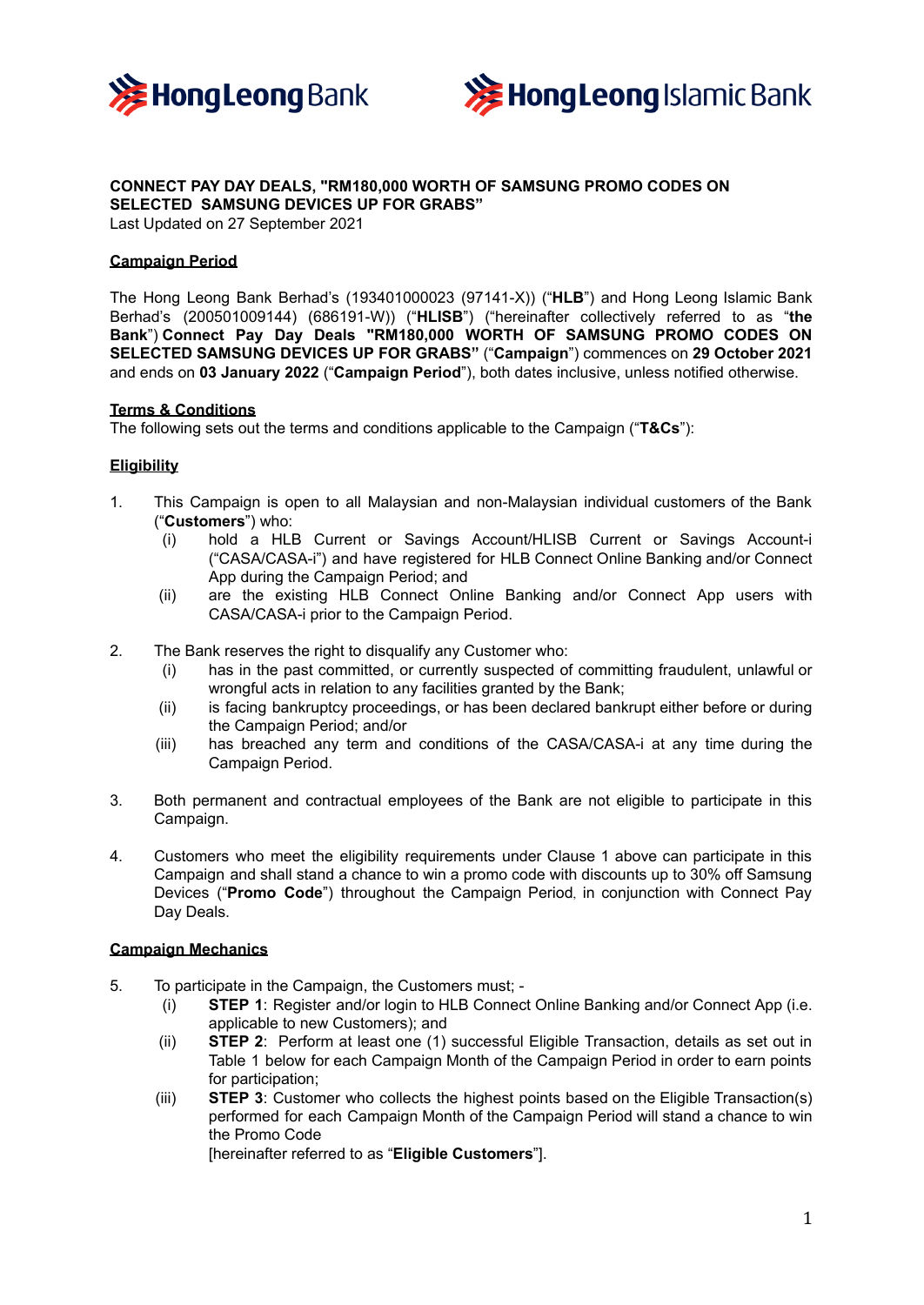**CONNECT PAY DAY DEALS, "RM180,000 WORTH OF SAMSUNG PROMO CODES ON SELECTED SAMSUNG DEVICES UP FOR GRABS"**
Last Updated on 27 September 2021

**Campaign Period**

The Hong Leong Bank Berhad's (193401000023 (97141-X)) ("**HLB**") and Hong Leong Islamic Bank Berhad's (200501009144) (686191-W)) ("**HLISB**") ("hereinafter collectively referred to as "**the Bank**") **Connect Pay Day Deals "RM180,000 WORTH OF SAMSUNG PROMO CODES ON SELECTED SAMSUNG DEVICES UP FOR GRABS"** ("**Campaign**") commences on **29 October 2021** and ends on **03 January 2022** ("**Campaign Period**"), both dates inclusive, unless notified otherwise.

**Terms & Conditions**

The following sets out the terms and conditions applicable to the Campaign ("**T&Cs**"):

**Eligibility**

1. This Campaign is open to all Malaysian and non-Malaysian individual customers of the Bank ("**Customers**") who:
   (i) hold a HLB Current or Savings Account/HLISB Current or Savings Account-i ("CASA/CASA-i") and have registered for HLB Connect Online Banking and/or Connect App during the Campaign Period; and
   (ii) are the existing HLB Connect Online Banking and/or Connect App users with CASA/CASA-i prior to the Campaign Period.

2. The Bank reserves the right to disqualify any Customer who:
   (i) has in the past committed, or currently suspected of committing fraudulent, unlawful or wrongful acts in relation to any facilities granted by the Bank;
   (ii) is facing bankruptcy proceedings, or has been declared bankrupt either before or during the Campaign Period; and/or
   (iii) has breached any term and conditions of the CASA/CASA-i at any time during the Campaign Period.

3. Both permanent and contractual employees of the Bank are not eligible to participate in this Campaign.

4. Customers who meet the eligibility requirements under Clause 1 above can participate in this Campaign and shall stand a chance to win a promo code with discounts up to 30% off Samsung Devices ("**Promo Code**") throughout the Campaign Period, in conjunction with Connect Pay Day Deals.

**Campaign Mechanics**

5. To participate in the Campaign, the Customers must; -
   (i) **STEP 1**: Register and/or login to HLB Connect Online Banking and/or Connect App (i.e. applicable to new Customers); and
   (ii) **STEP 2**: Perform at least one (1) successful Eligible Transaction, details as set out in Table 1 below for each Campaign Month of the Campaign Period in order to earn points for participation;
   (iii) **STEP 3**: Customer who collects the highest points based on the Eligible Transaction(s) performed for each Campaign Month of the Campaign Period will stand a chance to win the Promo Code
   [hereinafter referred to as "**Eligible Customers**"].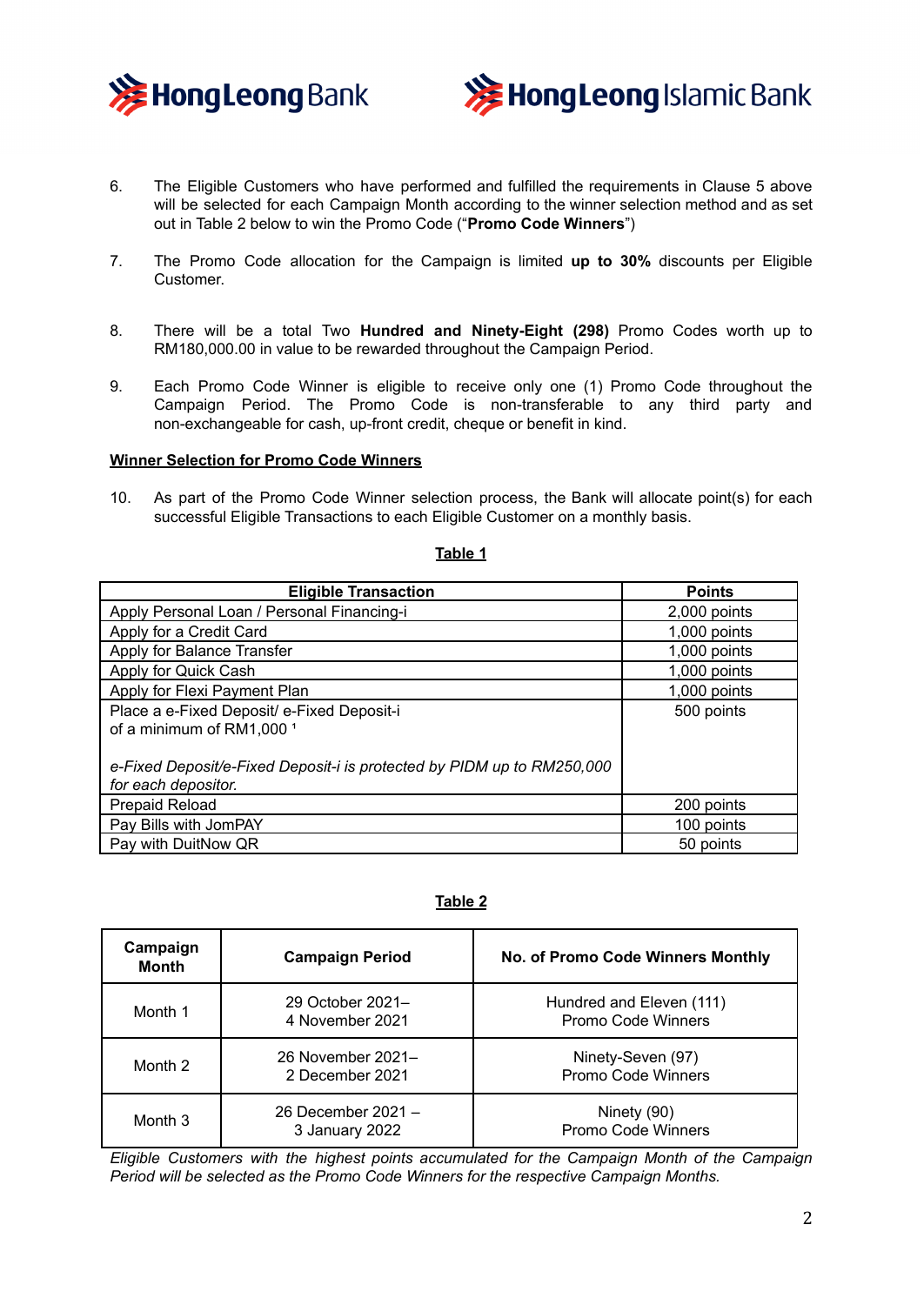6. The Eligible Customers who have performed and fulfilled the requirements in Clause 5 above will be selected for each Campaign Month according to the winner selection method and as set out in Table 2 below to win the Promo Code ("**Promo Code Winners**")

7. The Promo Code allocation for the Campaign is limited **up to 30%** discounts per Eligible Customer.

8. There will be a total Two **Hundred and Ninety-Eight (298)** Promo Codes worth up to RM180,000.00 in value to be rewarded throughout the Campaign Period.

9. Each Promo Code Winner is eligible to receive only one (1) Promo Code throughout the Campaign Period. The Promo Code is non-transferable to any third party and non-exchangeable for cash, up-front credit, cheque or benefit in kind.

**Winner Selection for Promo Code Winners**

10. As part of the Promo Code Winner selection process, the Bank will allocate point(s) for each successful Eligible Transactions to each Eligible Customer on a monthly basis.

**Table 1**

| Eligible Transaction | Points |
|---|---|
| Apply Personal Loan / Personal Financing-i | 2,000 points |
| Apply for a Credit Card | 1,000 points |
| Apply for Balance Transfer | 1,000 points |
| Apply for Quick Cash | 1,000 points |
| Apply for Flexi Payment Plan | 1,000 points |
| Place a e-Fixed Deposit/ e-Fixed Deposit-i of a minimum of RM1,000 [1]<br><br>*e-Fixed Deposit/e-Fixed Deposit-i is protected by PIDM up to RM250,000 for each depositor.* | 500 points |
| Prepaid Reload | 200 points |
| Pay Bills with JomPAY | 100 points |
| Pay with DuitNow QR | 50 points |

**Table 2**

| Campaign Month | Campaign Period | No. of Promo Code Winners Monthly |
|---|---|---|
| Month 1 | 29 October 2021– 4 November 2021 | Hundred and Eleven (111) Promo Code Winners |
| Month 2 | 26 November 2021– 2 December 2021 | Ninety-Seven (97) Promo Code Winners |
| Month 3 | 26 December 2021 – 3 January 2022 | Ninety (90) Promo Code Winners |

*Eligible Customers with the highest points accumulated for the Campaign Month of the Campaign Period will be selected as the Promo Code Winners for the respective Campaign Months.*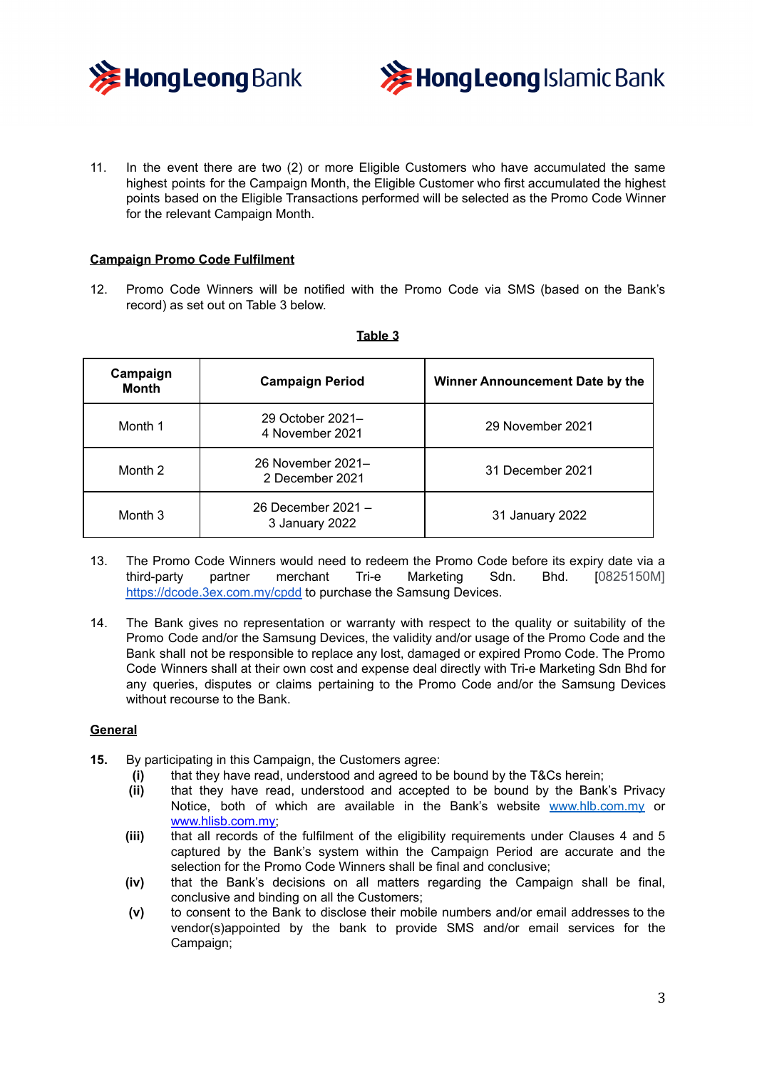11. In the event there are two (2) or more Eligible Customers who have accumulated the same highest points for the Campaign Month, the Eligible Customer who first accumulated the highest points based on the Eligible Transactions performed will be selected as the Promo Code Winner for the relevant Campaign Month.

**Campaign Promo Code Fulfilment**

12. Promo Code Winners will be notified with the Promo Code via SMS (based on the Bank's record) as set out on Table 3 below.

**Table 3**

| Campaign Month | Campaign Period | Winner Announcement Date by the |
|---|---|---|
| Month 1 | 29 October 2021– 4 November 2021 | 29 November 2021 |
| Month 2 | 26 November 2021– 2 December 2021 | 31 December 2021 |
| Month 3 | 26 December 2021 – 3 January 2022 | 31 January 2022 |

13. The Promo Code Winners would need to redeem the Promo Code before its expiry date via a third-party partner merchant Tri-e Marketing Sdn. Bhd. [0825150M] https://dcode.3ex.com.my/cpdd to purchase the Samsung Devices.

14. The Bank gives no representation or warranty with respect to the quality or suitability of the Promo Code and/or the Samsung Devices, the validity and/or usage of the Promo Code and the Bank shall not be responsible to replace any lost, damaged or expired Promo Code. The Promo Code Winners shall at their own cost and expense deal directly with Tri-e Marketing Sdn Bhd for any queries, disputes or claims pertaining to the Promo Code and/or the Samsung Devices without recourse to the Bank.

**General**

**15.** By participating in this Campaign, the Customers agree:

- **(i)** that they have read, understood and agreed to be bound by the T&Cs herein;
- **(ii)** that they have read, understood and accepted to be bound by the Bank's Privacy Notice, both of which are available in the Bank's website www.hlb.com.my or www.hlisb.com.my;
- **(iii)** that all records of the fulfilment of the eligibility requirements under Clauses 4 and 5 captured by the Bank's system within the Campaign Period are accurate and the selection for the Promo Code Winners shall be final and conclusive;
- **(iv)** that the Bank's decisions on all matters regarding the Campaign shall be final, conclusive and binding on all the Customers;
- **(v)** to consent to the Bank to disclose their mobile numbers and/or email addresses to the vendor(s)appointed by the bank to provide SMS and/or email services for the Campaign;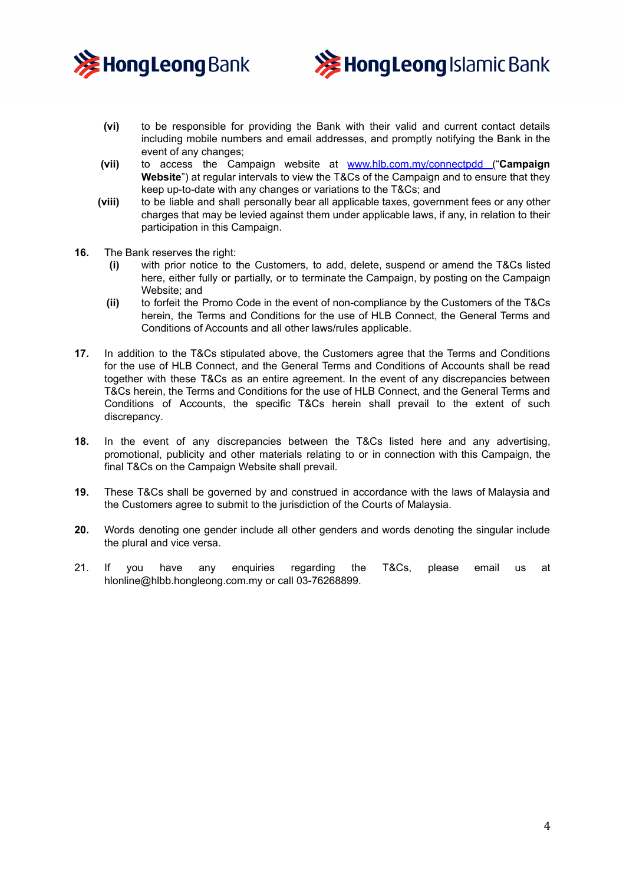**(vi)** to be responsible for providing the Bank with their valid and current contact details including mobile numbers and email addresses, and promptly notifying the Bank in the event of any changes;

**(vii)** to access the Campaign website at [www.hlb.com.my/connectpdd](www.hlb.com.my/connectpdd) ("**Campaign Website**") at regular intervals to view the T&Cs of the Campaign and to ensure that they keep up-to-date with any changes or variations to the T&Cs; and

**(viii)** to be liable and shall personally bear all applicable taxes, government fees or any other charges that may be levied against them under applicable laws, if any, in relation to their participation in this Campaign.

**16.** The Bank reserves the right:

**(i)** with prior notice to the Customers, to add, delete, suspend or amend the T&Cs listed here, either fully or partially, or to terminate the Campaign, by posting on the Campaign Website; and

**(ii)** to forfeit the Promo Code in the event of non-compliance by the Customers of the T&Cs herein, the Terms and Conditions for the use of HLB Connect, the General Terms and Conditions of Accounts and all other laws/rules applicable.

**17.** In addition to the T&Cs stipulated above, the Customers agree that the Terms and Conditions for the use of HLB Connect, and the General Terms and Conditions of Accounts shall be read together with these T&Cs as an entire agreement. In the event of any discrepancies between T&Cs herein, the Terms and Conditions for the use of HLB Connect, and the General Terms and Conditions of Accounts, the specific T&Cs herein shall prevail to the extent of such discrepancy.

**18.** In the event of any discrepancies between the T&Cs listed here and any advertising, promotional, publicity and other materials relating to or in connection with this Campaign, the final T&Cs on the Campaign Website shall prevail.

**19.** These T&Cs shall be governed by and construed in accordance with the laws of Malaysia and the Customers agree to submit to the jurisdiction of the Courts of Malaysia.

**20.** Words denoting one gender include all other genders and words denoting the singular include the plural and vice versa.

21. If you have any enquiries regarding the T&Cs, please email us at hlonline@hlbb.hongleong.com.my or call 03-76268899.